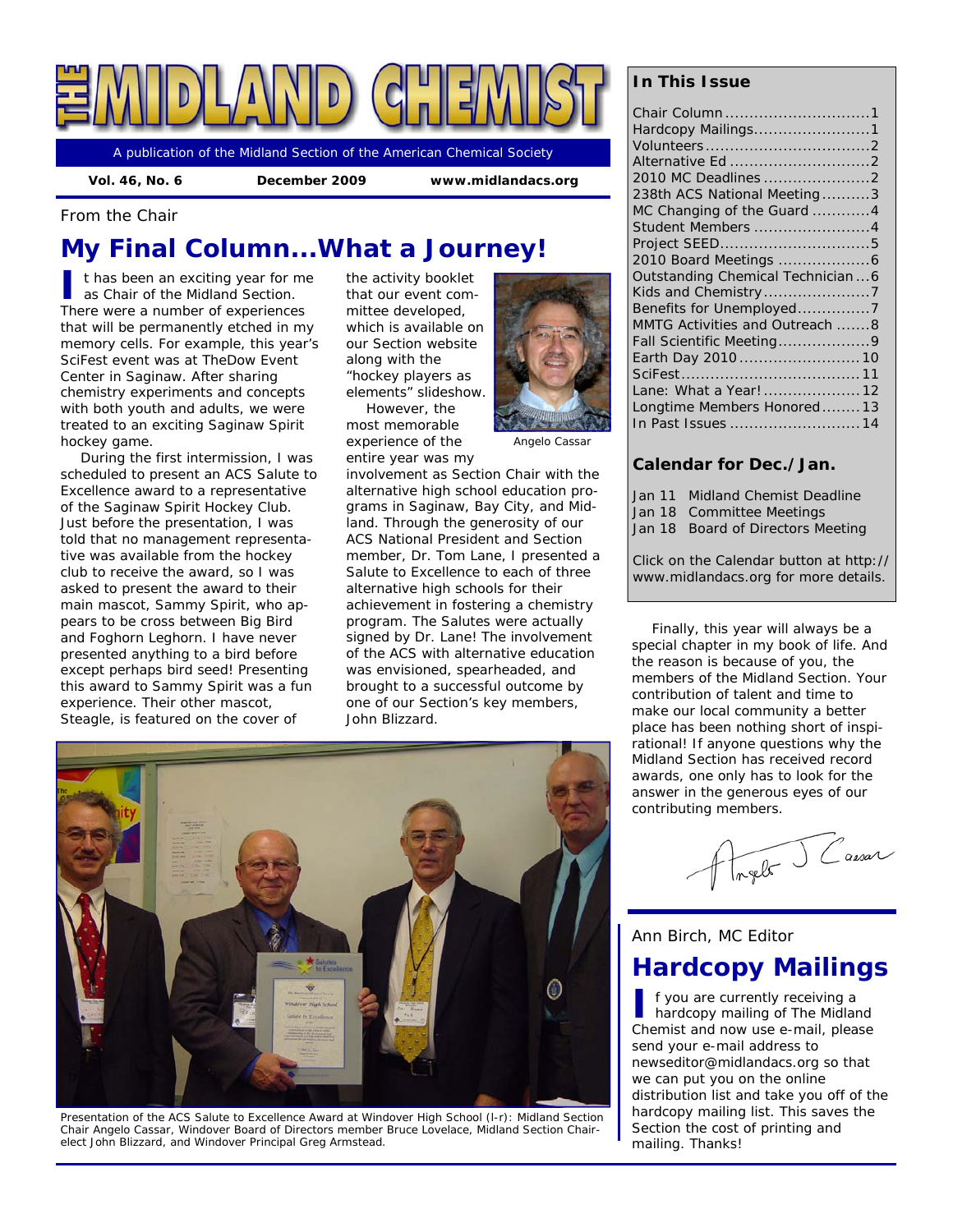# THE MIDLAND CHEMIST

A publication of the Midland Section of the American Chemical Society

**Vol. 46, No. 6** | **December 2009** | **www.midlandacs.org**

From the Chair

## My Final Column…What a Journey!

It has been an exciting year for me as Chair of the Midland Section. There were a number of experiences that will be permanently etched in my memory cells. For example, this year's SciFest event was at TheDow Event Center in Saginaw. After sharing chemistry experiments and concepts with both youth and adults, we were treated to an exciting Saginaw Spirit hockey game.

During the first intermission, I was scheduled to present an ACS Salute to Excellence award to a representative of the Saginaw Spirit Hockey Club. Just before the presentation, I was told that no management representative was available from the hockey club to receive the award, so I was asked to present the award to their main mascot, Sammy Spirit, who appears to be cross between Big Bird and Foghorn Leghorn. I have never presented anything to a bird before except perhaps bird seed! Presenting this award to Sammy Spirit was a fun experience. Their other mascot, Steagle, is featured on the cover of the activity booklet that our event committee developed, which is available on our Section website along with the "hockey players as elements" slideshow.

Angelo Cassar

However, the most memorable experience of the entire year was my involvement as Section Chair with the alternative high school education programs in Saginaw, Bay City, and Midland. Through the generosity of our ACS National President and Section member, Dr. Tom Lane, I presented a Salute to Excellence to each of three alternative high schools for their achievement in fostering a chemistry program. The Salutes were actually signed by Dr. Lane! The involvement of the ACS with alternative education was envisioned, spearheaded, and brought to a successful outcome by one of our Section's key members, John Blizzard.

Presentation of the ACS Salute to Excellence Award at Windover High School (l-r): Midland Section Chair Angelo Cassar, Windover Board of Directors member Bruce Lovelace, Midland Section Chair-elect John Blizzard, and Windover Principal Greg Armstead.

Finally, this year will always be a special chapter in my book of life. And the reason is because of you, the members of the Midland Section. Your contribution of talent and time to make our local community a better place has been nothing short of inspirational! If anyone questions why the Midland Section has received record awards, one only has to look for the answer in the generous eyes of our contributing members.

Angelo J Cassar

### In This Issue

| | |
|---|---|
| Chair Column | 1 |
| Hardcopy Mailings | 1 |
| Volunteers | 2 |
| Alternative Ed | 2 |
| 2010 MC Deadlines | 2 |
| 238th ACS National Meeting | 3 |
| MC Changing of the Guard | 4 |
| Student Members | 4 |
| Project SEED | 5 |
| 2010 Board Meetings | 6 |
| Outstanding Chemical Technician | 6 |
| Kids and Chemistry | 7 |
| Benefits for Unemployed | 7 |
| MMTG Activities and Outreach | 8 |
| Fall Scientific Meeting | 9 |
| Earth Day 2010 | 10 |
| SciFest | 11 |
| Lane: What a Year! | 12 |
| Longtime Members Honored | 13 |
| In Past Issues | 14 |

### Calendar for Dec./Jan.

| | |
|---|---|
| Jan 11 | Midland Chemist Deadline |
| Jan 18 | Committee Meetings |
| Jan 18 | Board of Directors Meeting |

Click on the Calendar button at http://www.midlandacs.org for more details.

Ann Birch, MC Editor

## Hardcopy Mailings

If you are currently receiving a hardcopy mailing of The Midland Chemist and now use e-mail, please send your e-mail address to newseditor@midlandacs.org so that we can put you on the online distribution list and take you off of the hardcopy mailing list. This saves the Section the cost of printing and mailing. Thanks!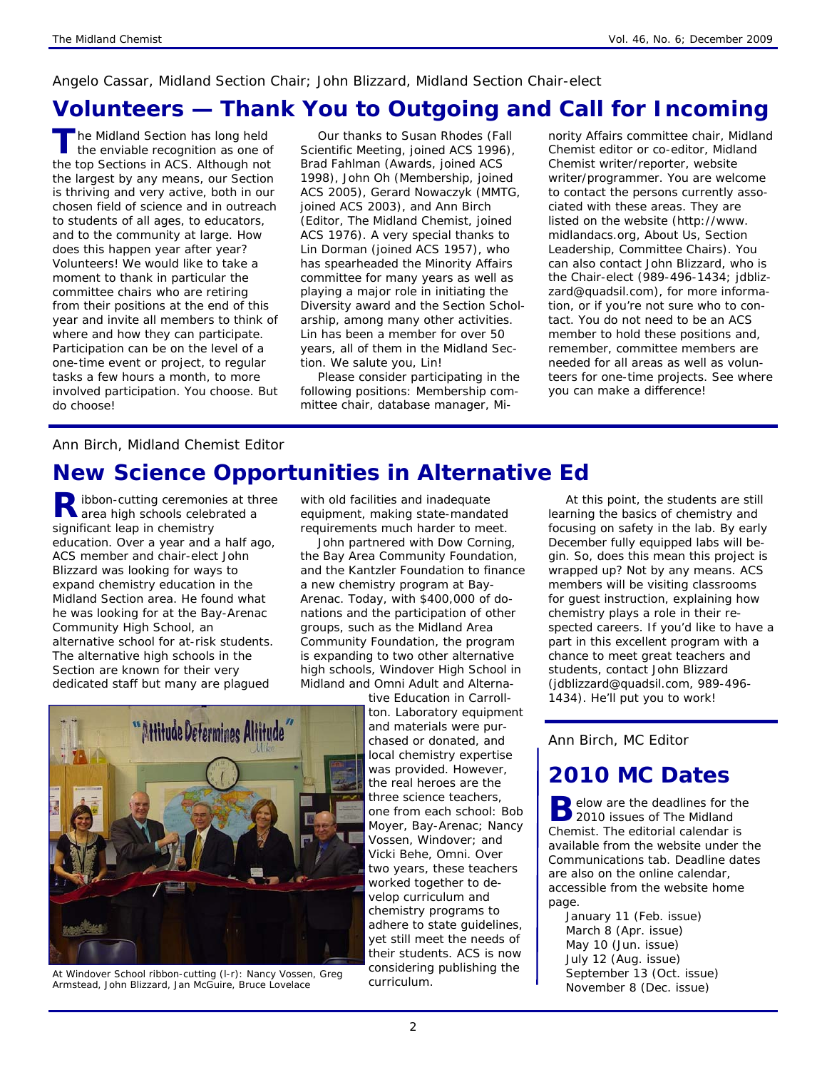Angelo Cassar, Midland Section Chair; John Blizzard, Midland Section Chair-elect

# Volunteers — Thank You to Outgoing and Call for Incoming

The Midland Section has long held the enviable recognition as one of the top Sections in ACS. Although not the largest by any means, our Section is thriving and very active, both in our chosen field of science and in outreach to students of all ages, to educators, and to the community at large. How does this happen year after year? Volunteers! We would like to take a moment to thank in particular the committee chairs who are retiring from their positions at the end of this year and invite all members to think of where and how they can participate. Participation can be on the level of a one-time event or project, to regular tasks a few hours a month, to more involved participation. You choose. But do choose!

Our thanks to Susan Rhodes (Fall Scientific Meeting, joined ACS 1996), Brad Fahlman (Awards, joined ACS 1998), John Oh (Membership, joined ACS 2005), Gerard Nowaczyk (MMTG, joined ACS 2003), and Ann Birch (Editor, The Midland Chemist, joined ACS 1976). A very special thanks to Lin Dorman (joined ACS 1957), who has spearheaded the Minority Affairs committee for many years as well as playing a major role in initiating the Diversity award and the Section Scholarship, among many other activities. Lin has been a member for over 50 years, all of them in the Midland Section. We salute you, Lin!

Please consider participating in the following positions: Membership committee chair, database manager, Minority Affairs committee chair, Midland Chemist editor or co-editor, Midland Chemist writer/reporter, website writer/programmer. You are welcome to contact the persons currently associated with these areas. They are listed on the website (http://www.midlandacs.org, About Us, Section Leadership, Committee Chairs). You can also contact John Blizzard, who is the Chair-elect (989-496-1434; jdblizzard@quadsil.com), for more information, or if you're not sure who to contact. You do not need to be an ACS member to hold these positions and, remember, committee members are needed for all areas as well as volunteers for one-time projects. See where you can make a difference!

Ann Birch, Midland Chemist Editor

# New Science Opportunities in Alternative Ed

Ribbon-cutting ceremonies at three area high schools celebrated a significant leap in chemistry education. Over a year and a half ago, ACS member and chair-elect John Blizzard was looking for ways to expand chemistry education in the Midland Section area. He found what he was looking for at the Bay-Arenac Community High School, an alternative school for at-risk students. The alternative high schools in the Section are known for their very dedicated staff but many are plagued with old facilities and inadequate equipment, making state-mandated requirements much harder to meet.

John partnered with Dow Corning, the Bay Area Community Foundation, and the Kantzler Foundation to finance a new chemistry program at Bay-Arenac. Today, with $400,000 of donations and the participation of other groups, such as the Midland Area Community Foundation, the program is expanding to two other alternative high schools, Windover High School in Midland and Omni Adult and Alternative Education in Carrollton. Laboratory equipment and materials were purchased or donated, and local chemistry expertise was provided. However, the real heroes are the three science teachers, one from each school: Bob Moyer, Bay-Arenac; Nancy Vossen, Windover; and Vicki Behe, Omni. Over two years, these teachers worked together to develop curriculum and chemistry programs to adhere to state guidelines, yet still meet the needs of their students. ACS is now considering publishing the curriculum.

At Windover School ribbon-cutting (l-r): Nancy Vossen, Greg Armstead, John Blizzard, Jan McGuire, Bruce Lovelace

At this point, the students are still learning the basics of chemistry and focusing on safety in the lab. By early December fully equipped labs will begin. So, does this mean this project is wrapped up? Not by any means. ACS members will be visiting classrooms for guest instruction, explaining how chemistry plays a role in their respected careers. If you'd like to have a part in this excellent program with a chance to meet great teachers and students, contact John Blizzard (jdblizzard@quadsil.com, 989-496-1434). He'll put you to work!

Ann Birch, MC Editor

# 2010 MC Dates

Below are the deadlines for the 2010 issues of The Midland Chemist. The editorial calendar is available from the website under the Communications tab. Deadline dates are also on the online calendar, accessible from the website home page.

- January 11 (Feb. issue)
- March 8 (Apr. issue)
- May 10 (Jun. issue)
- July 12 (Aug. issue)
- September 13 (Oct. issue)
- November 8 (Dec. issue)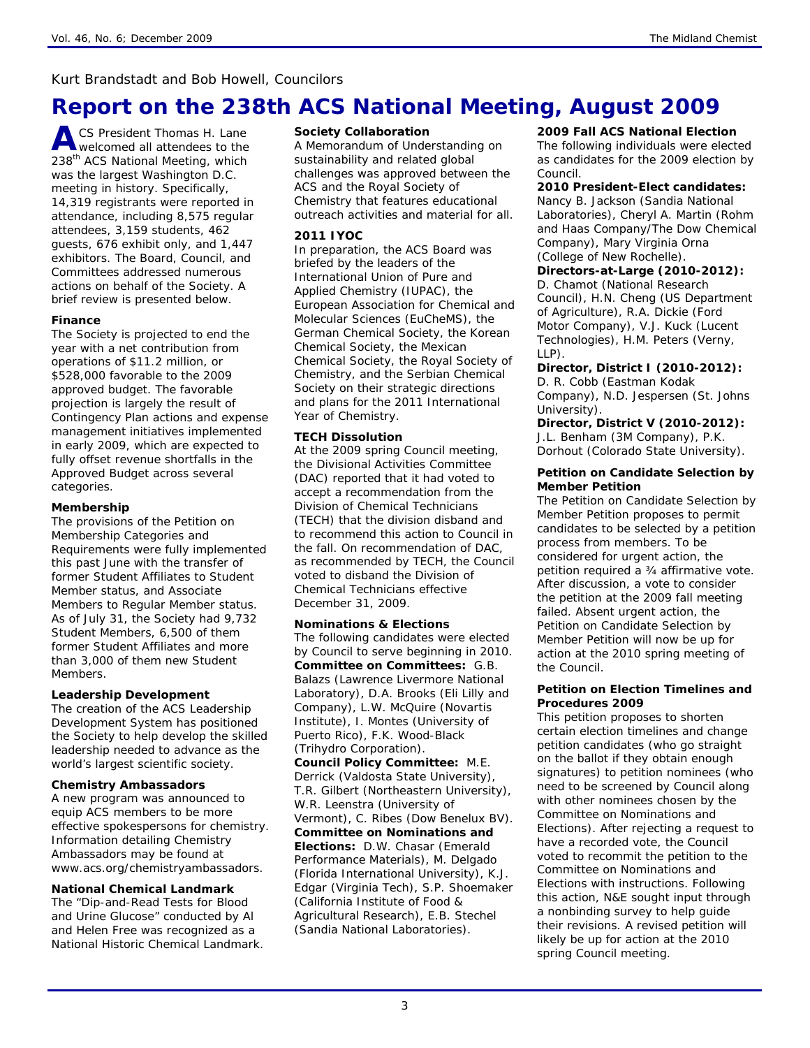Kurt Brandstadt and Bob Howell, Councilors

# Report on the 238th ACS National Meeting, August 2009

ACS President Thomas H. Lane welcomed all attendees to the 238th ACS National Meeting, which was the largest Washington D.C. meeting in history. Specifically, 14,319 registrants were reported in attendance, including 8,575 regular attendees, 3,159 students, 462 guests, 676 exhibit only, and 1,447 exhibitors. The Board, Council, and Committees addressed numerous actions on behalf of the Society. A brief review is presented below.

**Finance**

The Society is projected to end the year with a net contribution from operations of $11.2 million, or $528,000 favorable to the 2009 approved budget. The favorable projection is largely the result of Contingency Plan actions and expense management initiatives implemented in early 2009, which are expected to fully offset revenue shortfalls in the Approved Budget across several categories.

**Membership**

The provisions of the Petition on Membership Categories and Requirements were fully implemented this past June with the transfer of former Student Affiliates to Student Member status, and Associate Members to Regular Member status. As of July 31, the Society had 9,732 Student Members, 6,500 of them former Student Affiliates and more than 3,000 of them new Student Members.

**Leadership Development**

The creation of the ACS Leadership Development System has positioned the Society to help develop the skilled leadership needed to advance as the world's largest scientific society.

**Chemistry Ambassadors**

A new program was announced to equip ACS members to be more effective spokespersons for chemistry. Information detailing Chemistry Ambassadors may be found at www.acs.org/chemistryambassadors.

**National Chemical Landmark**

The "Dip-and-Read Tests for Blood and Urine Glucose" conducted by Al and Helen Free was recognized as a National Historic Chemical Landmark.

**Society Collaboration**

A Memorandum of Understanding on sustainability and related global challenges was approved between the ACS and the Royal Society of Chemistry that features educational outreach activities and material for all.

**2011 IYOC**

In preparation, the ACS Board was briefed by the leaders of the International Union of Pure and Applied Chemistry (IUPAC), the European Association for Chemical and Molecular Sciences (EuCheMS), the German Chemical Society, the Korean Chemical Society, the Mexican Chemical Society, the Royal Society of Chemistry, and the Serbian Chemical Society on their strategic directions and plans for the 2011 International Year of Chemistry.

**TECH Dissolution**

At the 2009 spring Council meeting, the Divisional Activities Committee (DAC) reported that it had voted to accept a recommendation from the Division of Chemical Technicians (TECH) that the division disband and to recommend this action to Council in the fall. On recommendation of DAC, as recommended by TECH, the Council voted to disband the Division of Chemical Technicians effective December 31, 2009.

**Nominations & Elections**

The following candidates were elected by Council to serve beginning in 2010.

**Committee on Committees:** G.B. Balazs (Lawrence Livermore National Laboratory), D.A. Brooks (Eli Lilly and Company), L.W. McQuire (Novartis Institute), I. Montes (University of Puerto Rico), F.K. Wood-Black (Trihydro Corporation).

**Council Policy Committee:** M.E. Derrick (Valdosta State University), T.R. Gilbert (Northeastern University), W.R. Leenstra (University of Vermont), C. Ribes (Dow Benelux BV).

**Committee on Nominations and Elections:** D.W. Chasar (Emerald Performance Materials), M. Delgado (Florida International University), K.J. Edgar (Virginia Tech), S.P. Shoemaker (California Institute of Food & Agricultural Research), E.B. Stechel (Sandia National Laboratories).

**2009 Fall ACS National Election**

The following individuals were elected as candidates for the 2009 election by Council.

**2010 President-Elect candidates:** Nancy B. Jackson (Sandia National Laboratories), Cheryl A. Martin (Rohm and Haas Company/The Dow Chemical Company), Mary Virginia Orna (College of New Rochelle).

**Directors-at-Large (2010-2012):** D. Chamot (National Research Council), H.N. Cheng (US Department of Agriculture), R.A. Dickie (Ford Motor Company), V.J. Kuck (Lucent Technologies), H.M. Peters (Verny, LLP).

**Director, District I (2010-2012):** D. R. Cobb (Eastman Kodak Company), N.D. Jespersen (St. Johns University).

**Director, District V (2010-2012):** J.L. Benham (3M Company), P.K. Dorhout (Colorado State University).

**Petition on Candidate Selection by Member Petition**

The Petition on Candidate Selection by Member Petition proposes to permit candidates to be selected by a petition process from members. To be considered for urgent action, the petition required a ¾ affirmative vote. After discussion, a vote to consider the petition at the 2009 fall meeting failed. Absent urgent action, the Petition on Candidate Selection by Member Petition will now be up for action at the 2010 spring meeting of the Council.

**Petition on Election Timelines and Procedures 2009**

This petition proposes to shorten certain election timelines and change petition candidates (who go straight on the ballot if they obtain enough signatures) to petition nominees (who need to be screened by Council along with other nominees chosen by the Committee on Nominations and Elections). After rejecting a request to have a recorded vote, the Council voted to recommit the petition to the Committee on Nominations and Elections with instructions. Following this action, N&E sought input through a nonbinding survey to help guide their revisions. A revised petition will likely be up for action at the 2010 spring Council meeting.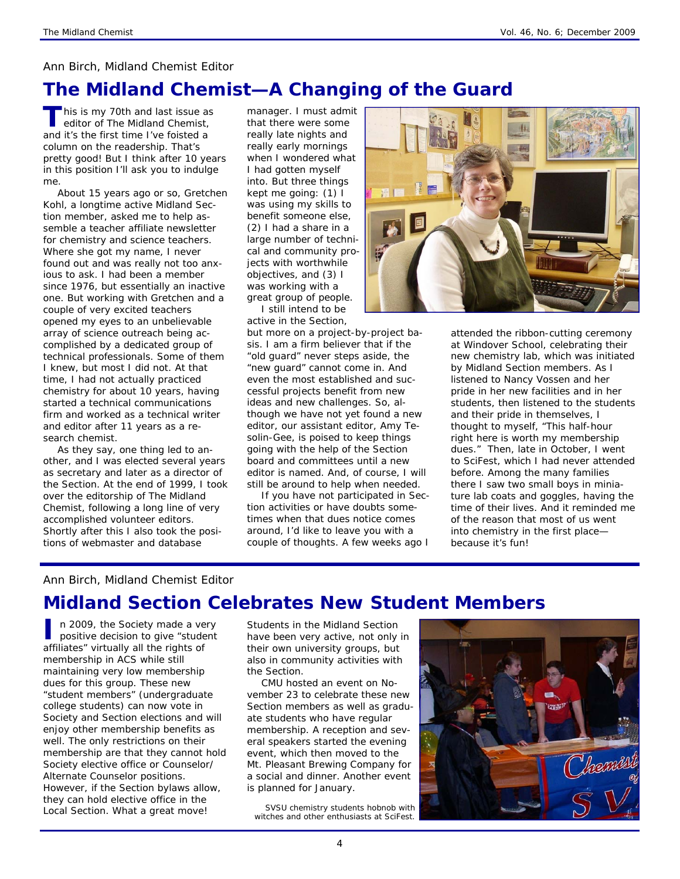Ann Birch, Midland Chemist Editor

# The Midland Chemist—A Changing of the Guard

This is my 70th and last issue as editor of The Midland Chemist, and it's the first time I've foisted a column on the readership. That's pretty good! But I think after 10 years in this position I'll ask you to indulge me.

About 15 years ago or so, Gretchen Kohl, a longtime active Midland Section member, asked me to help assemble a teacher affiliate newsletter for chemistry and science teachers. Where she got my name, I never found out and was really not too anxious to ask. I had been a member since 1976, but essentially an inactive one. But working with Gretchen and a couple of very excited teachers opened my eyes to an unbelievable array of science outreach being accomplished by a dedicated group of technical professionals. Some of them I knew, but most I did not. At that time, I had not actually practiced chemistry for about 10 years, having started a technical communications firm and worked as a technical writer and editor after 11 years as a research chemist.

As they say, one thing led to another, and I was elected several years as secretary and later as a director of the Section. At the end of 1999, I took over the editorship of The Midland Chemist, following a long line of very accomplished volunteer editors. Shortly after this I also took the positions of webmaster and database manager. I must admit that there were some really late nights and really early mornings when I wondered what I had gotten myself into. But three things kept me going: (1) I was using my skills to benefit someone else, (2) I had a share in a large number of technical and community projects with worthwhile objectives, and (3) I was working with a great group of people.

I still intend to be active in the Section, but more on a project-by-project basis. I am a firm believer that if the "old guard" never steps aside, the "new guard" cannot come in. And even the most established and successful projects benefit from new ideas and new challenges. So, although we have not yet found a new editor, our assistant editor, Amy Tesolin-Gee, is poised to keep things going with the help of the Section board and committees until a new editor is named. And, of course, I will still be around to help when needed.

If you have not participated in Section activities or have doubts sometimes when that dues notice comes around, I'd like to leave you with a couple of thoughts. A few weeks ago I attended the ribbon-cutting ceremony at Windover School, celebrating their new chemistry lab, which was initiated by Midland Section members. As I listened to Nancy Vossen and her pride in her new facilities and in her students, then listened to the students and their pride in themselves, I thought to myself, "This half-hour right here is worth my membership dues." Then, late in October, I went to SciFest, which I had never attended before. Among the many families there I saw two small boys in miniature lab coats and goggles, having the time of their lives. And it reminded me of the reason that most of us went into chemistry in the first place—because it's fun!

Ann Birch, Midland Chemist Editor

# Midland Section Celebrates New Student Members

In 2009, the Society made a very positive decision to give "student affiliates" virtually all the rights of membership in ACS while still maintaining very low membership dues for this group. These new "student members" (undergraduate college students) can now vote in Society and Section elections and will enjoy other membership benefits as well. The only restrictions on their membership are that they cannot hold Society elective office or Counselor/ Alternate Counselor positions. However, if the Section bylaws allow, they can hold elective office in the Local Section. What a great move!

Students in the Midland Section have been very active, not only in their own university groups, but also in community activities with the Section.

CMU hosted an event on November 23 to celebrate these new Section members as well as graduate students who have regular membership. A reception and several speakers started the evening event, which then moved to the Mt. Pleasant Brewing Company for a social and dinner. Another event is planned for January.

SVSU chemistry students hobnob with witches and other enthusiasts at SciFest.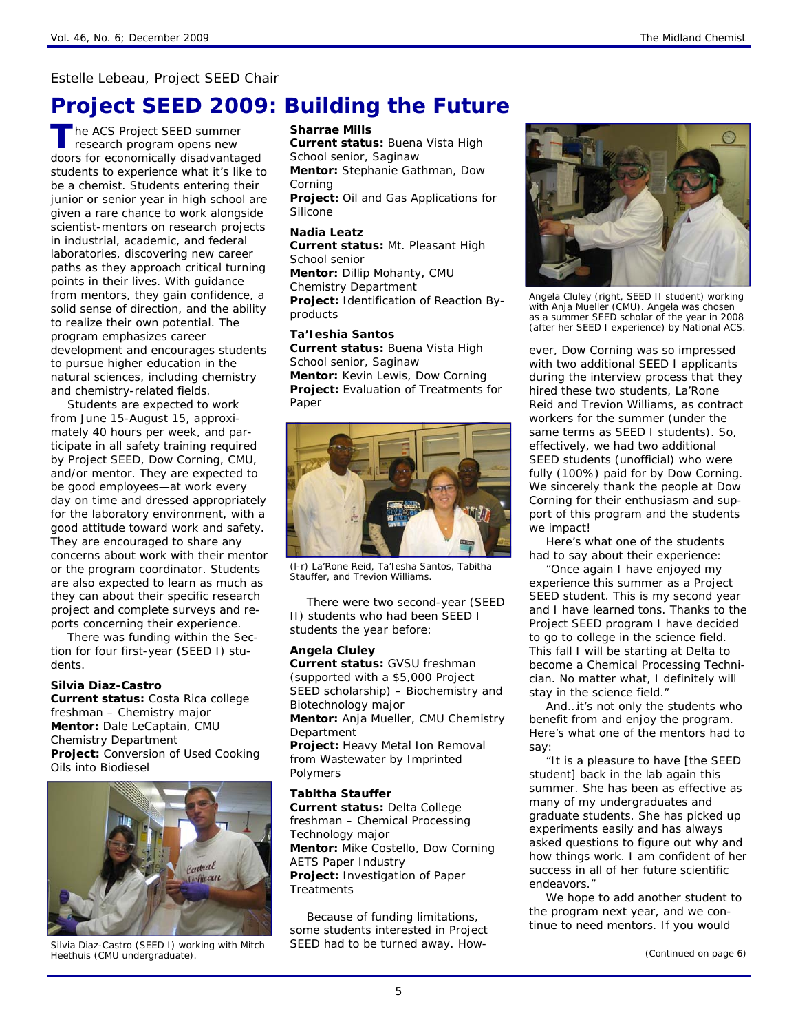Estelle Lebeau, Project SEED Chair

# Project SEED 2009: Building the Future

The ACS Project SEED summer research program opens new doors for economically disadvantaged students to experience what it's like to be a chemist. Students entering their junior or senior year in high school are given a rare chance to work alongside scientist-mentors on research projects in industrial, academic, and federal laboratories, discovering new career paths as they approach critical turning points in their lives. With guidance from mentors, they gain confidence, a solid sense of direction, and the ability to realize their own potential. The program emphasizes career development and encourages students to pursue higher education in the natural sciences, including chemistry and chemistry-related fields.

Students are expected to work from June 15-August 15, approximately 40 hours per week, and participate in all safety training required by Project SEED, Dow Corning, CMU, and/or mentor. They are expected to be good employees—at work every day on time and dressed appropriately for the laboratory environment, with a good attitude toward work and safety. They are encouraged to share any concerns about work with their mentor or the program coordinator. Students are also expected to learn as much as they can about their specific research project and complete surveys and reports concerning their experience.

There was funding within the Section for four first-year (SEED I) students.

**Silvia Diaz-Castro**
**Current status:** Costa Rica college freshman – Chemistry major
**Mentor:** Dale LeCaptain, CMU Chemistry Department
**Project:** Conversion of Used Cooking Oils into Biodiesel

Silvia Diaz-Castro (SEED I) working with Mitch Heethuis (CMU undergraduate).

**Sharrae Mills**
**Current status:** Buena Vista High School senior, Saginaw
**Mentor:** Stephanie Gathman, Dow Corning
**Project:** Oil and Gas Applications for Silicone

**Nadia Leatz**
**Current status:** Mt. Pleasant High School senior
**Mentor:** Dillip Mohanty, CMU Chemistry Department
**Project:** Identification of Reaction By-products

**Ta'Ieshia Santos**
**Current status:** Buena Vista High School senior, Saginaw
**Mentor:** Kevin Lewis, Dow Corning
**Project:** Evaluation of Treatments for Paper

(l-r) La'Rone Reid, Ta'Iesha Santos, Tabitha Stauffer, and Trevion Williams.

There were two second-year (SEED II) students who had been SEED I students the year before:

**Angela Cluley**
**Current status:** GVSU freshman (supported with a $5,000 Project SEED scholarship) – Biochemistry and Biotechnology major
**Mentor:** Anja Mueller, CMU Chemistry Department
**Project:** Heavy Metal Ion Removal from Wastewater by Imprinted Polymers

**Tabitha Stauffer**
**Current status:** Delta College freshman – Chemical Processing Technology major
**Mentor:** Mike Costello, Dow Corning AETS Paper Industry
**Project:** Investigation of Paper Treatments

Because of funding limitations, some students interested in Project SEED had to be turned away. However, Dow Corning was so impressed with two additional SEED I applicants during the interview process that they hired these two students, La'Rone Reid and Trevion Williams, as contract workers for the summer (under the same terms as SEED I students). So, effectively, we had two additional SEED students (unofficial) who were fully (100%) paid for by Dow Corning. We sincerely thank the people at Dow Corning for their enthusiasm and support of this program and the students we impact!

Angela Cluley (right, SEED II student) working with Anja Mueller (CMU). Angela was chosen as a summer SEED scholar of the year in 2008 (after her SEED I experience) by National ACS.

Here's what one of the students had to say about their experience:

"Once again I have enjoyed my experience this summer as a Project SEED student. This is my second year and I have learned tons. Thanks to the Project SEED program I have decided to go to college in the science field. This fall I will be starting at Delta to become a Chemical Processing Technician. No matter what, I definitely will stay in the science field."

And…it's not only the students who benefit from and enjoy the program. Here's what one of the mentors had to say:

"It is a pleasure to have [the SEED student] back in the lab again this summer. She has been as effective as many of my undergraduates and graduate students. She has picked up experiments easily and has always asked questions to figure out why and how things work. I am confident of her success in all of her future scientific endeavors."

We hope to add another student to the program next year, and we continue to need mentors. If you would

(Continued on page 6)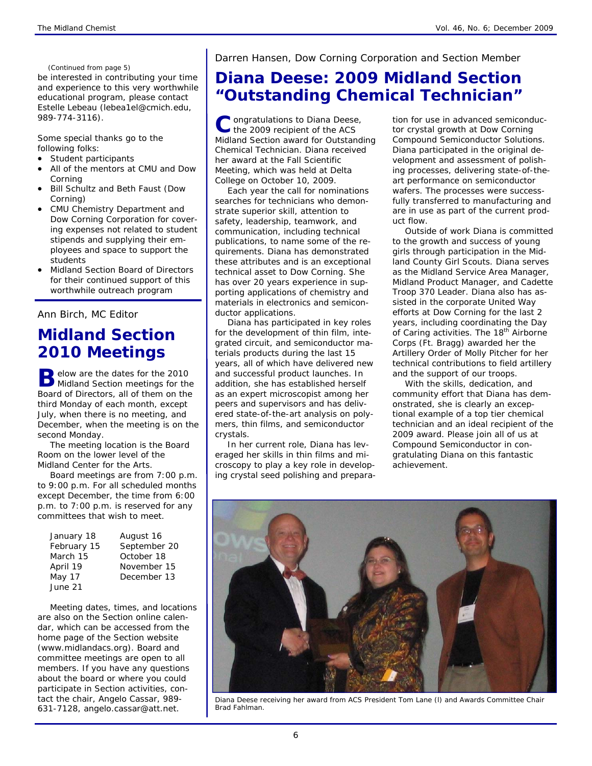(Continued from page 5)

be interested in contributing your time and experience to this very worthwhile educational program, please contact Estelle Lebeau (lebea1el@cmich.edu, 989-774-3116).

Some special thanks go to the following folks:

- Student participants
- All of the mentors at CMU and Dow Corning
- Bill Schultz and Beth Faust (Dow Corning)
- CMU Chemistry Department and Dow Corning Corporation for covering expenses not related to student stipends and supplying their employees and space to support the students
- Midland Section Board of Directors for their continued support of this worthwhile outreach program

Ann Birch, MC Editor

# Midland Section 2010 Meetings

Below are the dates for the 2010 Midland Section meetings for the Board of Directors, all of them on the third Monday of each month, except July, when there is no meeting, and December, when the meeting is on the second Monday.

The meeting location is the Board Room on the lower level of the Midland Center for the Arts.

Board meetings are from 7:00 p.m. to 9:00 p.m. For all scheduled months except December, the time from 6:00 p.m. to 7:00 p.m. is reserved for any committees that wish to meet.

| | |
|---|---|
| January 18 | August 16 |
| February 15 | September 20 |
| March 15 | October 18 |
| April 19 | November 15 |
| May 17 | December 13 |
| June 21 | |

Meeting dates, times, and locations are also on the Section online calendar, which can be accessed from the home page of the Section website (www.midlandacs.org). Board and committee meetings are open to all members. If you have any questions about the board or where you could participate in Section activities, contact the chair, Angelo Cassar, 989-631-7128, angelo.cassar@att.net.

Darren Hansen, Dow Corning Corporation and Section Member

# Diana Deese: 2009 Midland Section "Outstanding Chemical Technician"

Congratulations to Diana Deese, the 2009 recipient of the ACS Midland Section award for Outstanding Chemical Technician. Diana received her award at the Fall Scientific Meeting, which was held at Delta College on October 10, 2009.

Each year the call for nominations searches for technicians who demonstrate superior skill, attention to safety, leadership, teamwork, and communication, including technical publications, to name some of the requirements. Diana has demonstrated these attributes and is an exceptional technical asset to Dow Corning. She has over 20 years experience in supporting applications of chemistry and materials in electronics and semiconductor applications.

Diana has participated in key roles for the development of thin film, integrated circuit, and semiconductor materials products during the last 15 years, all of which have delivered new and successful product launches. In addition, she has established herself as an expert microscopist among her peers and supervisors and has delivered state-of-the-art analysis on polymers, thin films, and semiconductor crystals.

In her current role, Diana has leveraged her skills in thin films and microscopy to play a key role in developing crystal seed polishing and preparation for use in advanced semiconductor crystal growth at Dow Corning Compound Semiconductor Solutions. Diana participated in the original development and assessment of polishing processes, delivering state-of-the-art performance on semiconductor wafers. The processes were successfully transferred to manufacturing and are in use as part of the current product flow.

Outside of work Diana is committed to the growth and success of young girls through participation in the Midland County Girl Scouts. Diana serves as the Midland Service Area Manager, Midland Product Manager, and Cadette Troop 370 Leader. Diana also has assisted in the corporate United Way efforts at Dow Corning for the last 2 years, including coordinating the Day of Caring activities. The 18th Airborne Corps (Ft. Bragg) awarded her the Artillery Order of Molly Pitcher for her technical contributions to field artillery and the support of our troops.

With the skills, dedication, and community effort that Diana has demonstrated, she is clearly an exceptional example of a top tier chemical technician and an ideal recipient of the 2009 award. Please join all of us at Compound Semiconductor in congratulating Diana on this fantastic achievement.

Diana Deese receiving her award from ACS President Tom Lane (l) and Awards Committee Chair Brad Fahlman.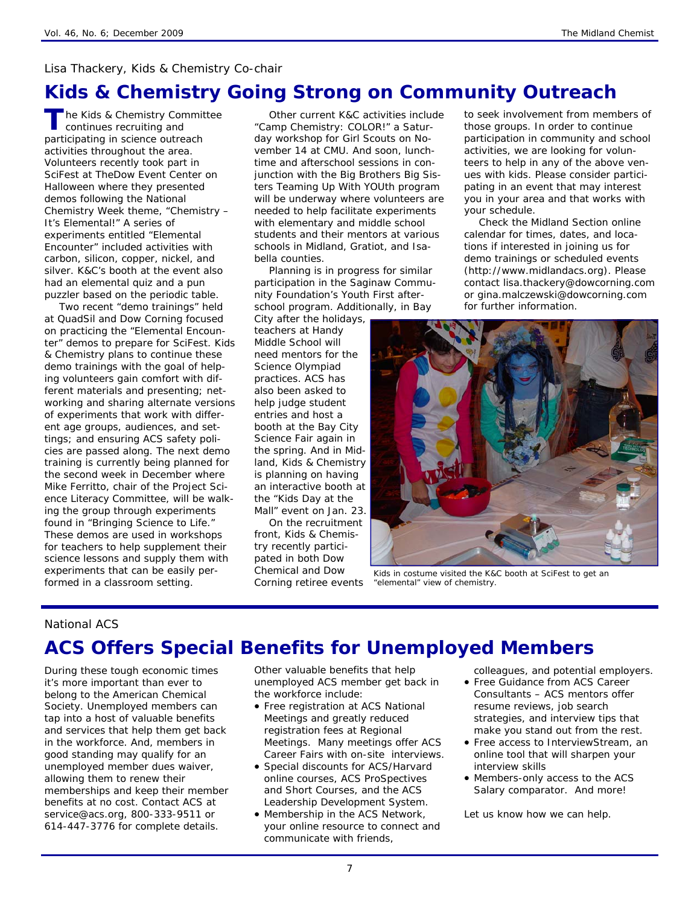Lisa Thackery, Kids & Chemistry Co-chair

# Kids & Chemistry Going Strong on Community Outreach

The Kids & Chemistry Committee continues recruiting and participating in science outreach activities throughout the area. Volunteers recently took part in SciFest at TheDow Event Center on Halloween where they presented demos following the National Chemistry Week theme, "Chemistry – It's Elemental!" A series of experiments entitled "Elemental Encounter" included activities with carbon, silicon, copper, nickel, and silver. K&C's booth at the event also had an elemental quiz and a pun puzzler based on the periodic table.

Two recent "demo trainings" held at QuadSil and Dow Corning focused on practicing the "Elemental Encounter" demos to prepare for SciFest. Kids & Chemistry plans to continue these demo trainings with the goal of helping volunteers gain comfort with different materials and presenting; networking and sharing alternate versions of experiments that work with different age groups, audiences, and settings; and ensuring ACS safety policies are passed along. The next demo training is currently being planned for the second week in December where Mike Ferritto, chair of the Project Science Literacy Committee, will be walking the group through experiments found in "Bringing Science to Life." These demos are used in workshops for teachers to help supplement their science lessons and supply them with experiments that can be easily performed in a classroom setting.

Other current K&C activities include "Camp Chemistry: COLOR!" a Saturday workshop for Girl Scouts on November 14 at CMU. And soon, lunchtime and afterschool sessions in conjunction with the Big Brothers Big Sisters Teaming Up With YOUth program will be underway where volunteers are needed to help facilitate experiments with elementary and middle school students and their mentors at various schools in Midland, Gratiot, and Isabella counties.

Planning is in progress for similar participation in the Saginaw Community Foundation's Youth First afterschool program. Additionally, in Bay City after the holidays, teachers at Handy Middle School will need mentors for the Science Olympiad practices. ACS has also been asked to help judge student entries and host a booth at the Bay City Science Fair again in the spring. And in Midland, Kids & Chemistry is planning on having an interactive booth at the "Kids Day at the Mall" event on Jan. 23.

On the recruitment front, Kids & Chemistry recently participated in both Dow Chemical and Dow Corning retiree events to seek involvement from members of those groups. In order to continue participation in community and school activities, we are looking for volunteers to help in any of the above venues with kids. Please consider participating in an event that may interest you in your area and that works with your schedule.

Check the Midland Section online calendar for times, dates, and locations if interested in joining us for demo trainings or scheduled events (http://www.midlandacs.org). Please contact lisa.thackery@dowcorning.com or gina.malczewski@dowcorning.com for further information.

Kids in costume visited the K&C booth at SciFest to get an "elemental" view of chemistry.

National ACS

# ACS Offers Special Benefits for Unemployed Members

During these tough economic times it's more important than ever to belong to the American Chemical Society. Unemployed members can tap into a host of valuable benefits and services that help them get back in the workforce. And, members in good standing may qualify for an unemployed member dues waiver, allowing them to renew their memberships and keep their member benefits at no cost. Contact ACS at service@acs.org, 800-333-9511 or 614-447-3776 for complete details.

Other valuable benefits that help unemployed ACS member get back in the workforce include:

- Free registration at ACS National Meetings and greatly reduced registration fees at Regional Meetings. Many meetings offer ACS Career Fairs with on-site interviews.
- Special discounts for ACS/Harvard online courses, ACS ProSpectives and Short Courses, and the ACS Leadership Development System.
- Membership in the ACS Network, your online resource to connect and communicate with friends, colleagues, and potential employers.
- Free Guidance from ACS Career Consultants – ACS mentors offer resume reviews, job search strategies, and interview tips that make you stand out from the rest.
- Free access to InterviewStream, an online tool that will sharpen your interview skills
- Members-only access to the ACS Salary comparator. And more!

Let us know how we can help.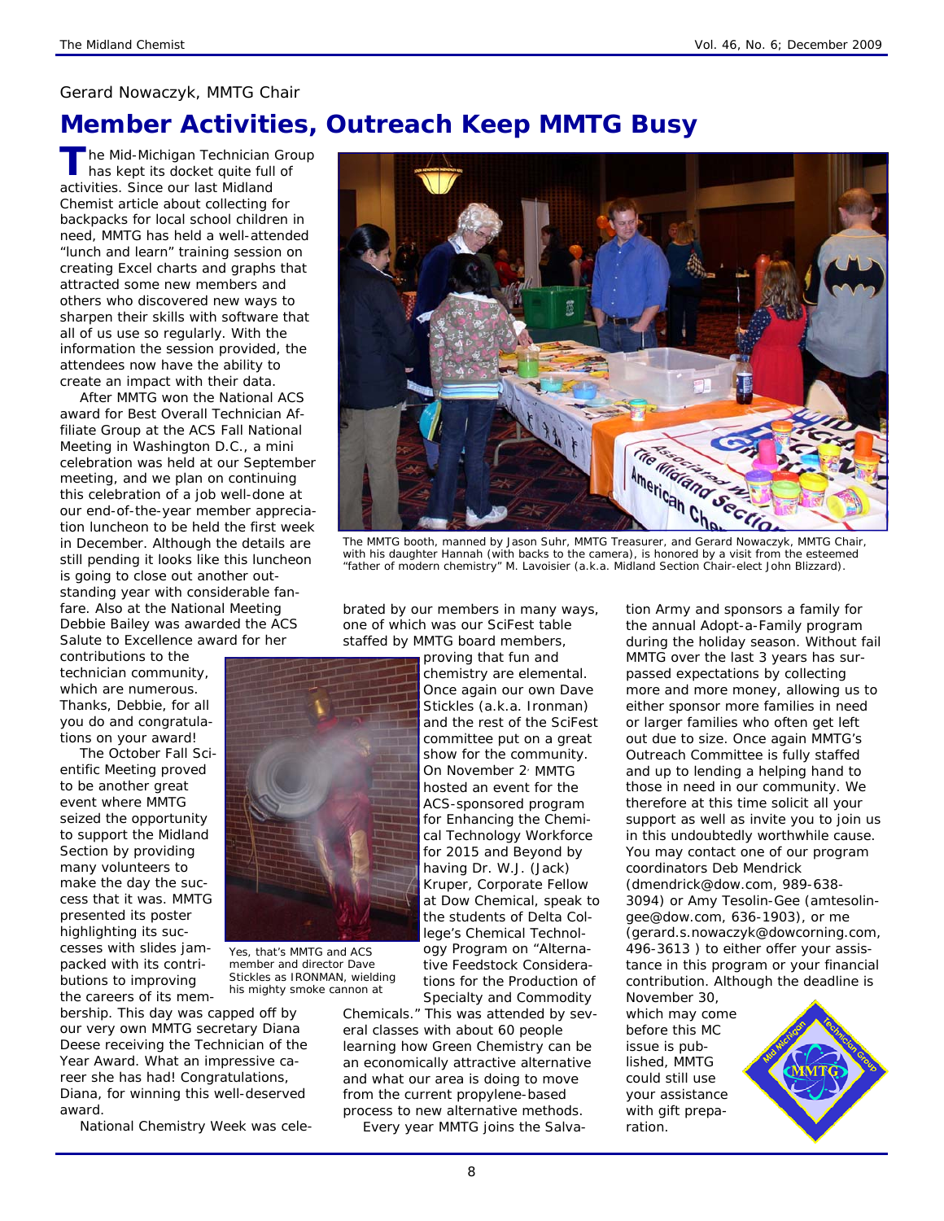Gerard Nowaczyk, MMTG Chair

# Member Activities, Outreach Keep MMTG Busy

The Mid-Michigan Technician Group has kept its docket quite full of activities. Since our last Midland Chemist article about collecting for backpacks for local school children in need, MMTG has held a well-attended "lunch and learn" training session on creating Excel charts and graphs that attracted some new members and others who discovered new ways to sharpen their skills with software that all of us use so regularly. With the information the session provided, the attendees now have the ability to create an impact with their data.

After MMTG won the National ACS award for Best Overall Technician Affiliate Group at the ACS Fall National Meeting in Washington D.C., a mini celebration was held at our September meeting, and we plan on continuing this celebration of a job well-done at our end-of-the-year member appreciation luncheon to be held the first week in December. Although the details are still pending it looks like this luncheon is going to close out another outstanding year with considerable fanfare. Also at the National Meeting Debbie Bailey was awarded the ACS Salute to Excellence award for her contributions to the technician community, which are numerous. Thanks, Debbie, for all you do and congratulations on your award!

The October Fall Scientific Meeting proved to be another great event where MMTG seized the opportunity to support the Midland Section by providing many volunteers to make the day the success that it was. MMTG presented its poster highlighting its successes with slides jampacked with its contributions to improving the careers of its membership. This day was capped off by our very own MMTG secretary Diana Deese receiving the Technician of the Year Award. What an impressive career she has had! Congratulations, Diana, for winning this well-deserved award.

The MMTG booth, manned by Jason Suhr, MMTG Treasurer, and Gerard Nowaczyk, MMTG Chair, with his daughter Hannah (with backs to the camera), is honored by a visit from the esteemed "father of modern chemistry" M. Lavoisier (a.k.a. Midland Section Chair-elect John Blizzard).

National Chemistry Week was celebrated by our members in many ways, one of which was our SciFest table staffed by MMTG board members, proving that fun and chemistry are elemental. Once again our own Dave Stickles (a.k.a. Ironman) and the rest of the SciFest committee put on a great show for the community. On November 2, MMTG hosted an event for the ACS-sponsored program for Enhancing the Chemical Technology Workforce for 2015 and Beyond by having Dr. W.J. (Jack) Kruper, Corporate Fellow at Dow Chemical, speak to the students of Delta College's Chemical Technology Program on "Alternative Feedstock Considerations for the Production of Specialty and Commodity Chemicals." This was attended by several classes with about 60 people learning how Green Chemistry can be an economically attractive alternative and what our area is doing to move from the current propylene-based process to new alternative methods.

Yes, that's MMTG and ACS member and director Dave Stickles as IRONMAN, wielding his mighty smoke cannon at

Every year MMTG joins the Salvation Army and sponsors a family for the annual Adopt-a-Family program during the holiday season. Without fail MMTG over the last 3 years has surpassed expectations by collecting more and more money, allowing us to either sponsor more families in need or larger families who often get left out due to size. Once again MMTG's Outreach Committee is fully staffed and up to lending a helping hand to those in need in our community. We therefore at this time solicit all your support as well as invite you to join us in this undoubtedly worthwhile cause. You may contact one of our program coordinators Deb Mendrick (dmendrick@dow.com, 989-638-3094) or Amy Tesolin-Gee (amtesolingee@dow.com, 636-1903), or me (gerard.s.nowaczyk@dowcorning.com, 496-3613 ) to either offer your assistance in this program or your financial contribution. Although the deadline is November 30, which may come before this MC issue is published, MMTG could still use your assistance with gift preparation.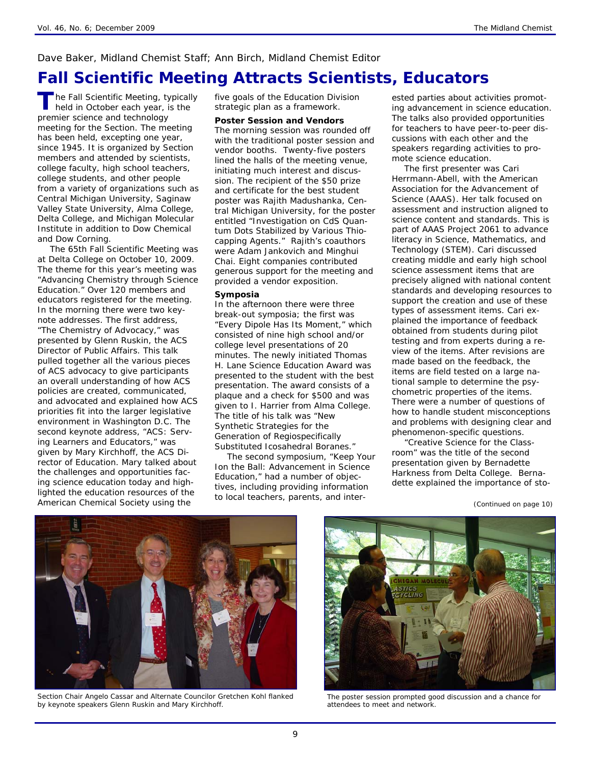Dave Baker, Midland Chemist Staff; Ann Birch, Midland Chemist Editor

# Fall Scientific Meeting Attracts Scientists, Educators

The Fall Scientific Meeting, typically held in October each year, is the premier science and technology meeting for the Section. The meeting has been held, excepting one year, since 1945. It is organized by Section members and attended by scientists, college faculty, high school teachers, college students, and other people from a variety of organizations such as Central Michigan University, Saginaw Valley State University, Alma College, Delta College, and Michigan Molecular Institute in addition to Dow Chemical and Dow Corning.

The 65th Fall Scientific Meeting was at Delta College on October 10, 2009. The theme for this year's meeting was "Advancing Chemistry through Science Education." Over 120 members and educators registered for the meeting. In the morning there were two keynote addresses. The first address, "The Chemistry of Advocacy," was presented by Glenn Ruskin, the ACS Director of Public Affairs. This talk pulled together all the various pieces of ACS advocacy to give participants an overall understanding of how ACS policies are created, communicated, and advocated and explained how ACS priorities fit into the larger legislative environment in Washington D.C. The second keynote address, "ACS: Serving Learners and Educators," was given by Mary Kirchhoff, the ACS Director of Education. Mary talked about the challenges and opportunities facing science education today and highlighted the education resources of the American Chemical Society using the five goals of the Education Division strategic plan as a framework.

**Poster Session and Vendors**

The morning session was rounded off with the traditional poster session and vendor booths. Twenty-five posters lined the halls of the meeting venue, initiating much interest and discussion. The recipient of the $50 prize and certificate for the best student poster was Rajith Madushanka, Central Michigan University, for the poster entitled "Investigation on CdS Quantum Dots Stabilized by Various Thiocapping Agents." Rajith's coauthors were Adam Jankovich and Minghui Chai. Eight companies contributed generous support for the meeting and provided a vendor exposition.

**Symposia**

In the afternoon there were three break-out symposia; the first was "Every Dipole Has Its Moment," which consisted of nine high school and/or college level presentations of 20 minutes. The newly initiated Thomas H. Lane Science Education Award was presented to the student with the best presentation. The award consists of a plaque and a check for $500 and was given to I. Harrier from Alma College. The title of his talk was "New Synthetic Strategies for the Generation of Regiospecifically Substituted Icosahedral Boranes."

The second symposium, "Keep Your Ion the Ball: Advancement in Science Education," had a number of objectives, including providing information to local teachers, parents, and interested parties about activities promoting advancement in science education. The talks also provided opportunities for teachers to have peer-to-peer discussions with each other and the speakers regarding activities to promote science education.

The first presenter was Cari Herrmann-Abell, with the American Association for the Advancement of Science (AAAS). Her talk focused on assessment and instruction aligned to science content and standards. This is part of AAAS Project 2061 to advance literacy in Science, Mathematics, and Technology (STEM). Cari discussed creating middle and early high school science assessment items that are precisely aligned with national content standards and developing resources to support the creation and use of these types of assessment items. Cari explained the importance of feedback obtained from students during pilot testing and from experts during a review of the items. After revisions are made based on the feedback, the items are field tested on a large national sample to determine the psychometric properties of the items. There were a number of questions of how to handle student misconceptions and problems with designing clear and phenomenon-specific questions.

"Creative Science for the Classroom" was the title of the second presentation given by Bernadette Harkness from Delta College. Bernadette explained the importance of sto-

*(Continued on page 10)*

Section Chair Angelo Cassar and Alternate Councilor Gretchen Kohl flanked by keynote speakers Glenn Ruskin and Mary Kirchhoff.

The poster session prompted good discussion and a chance for attendees to meet and network.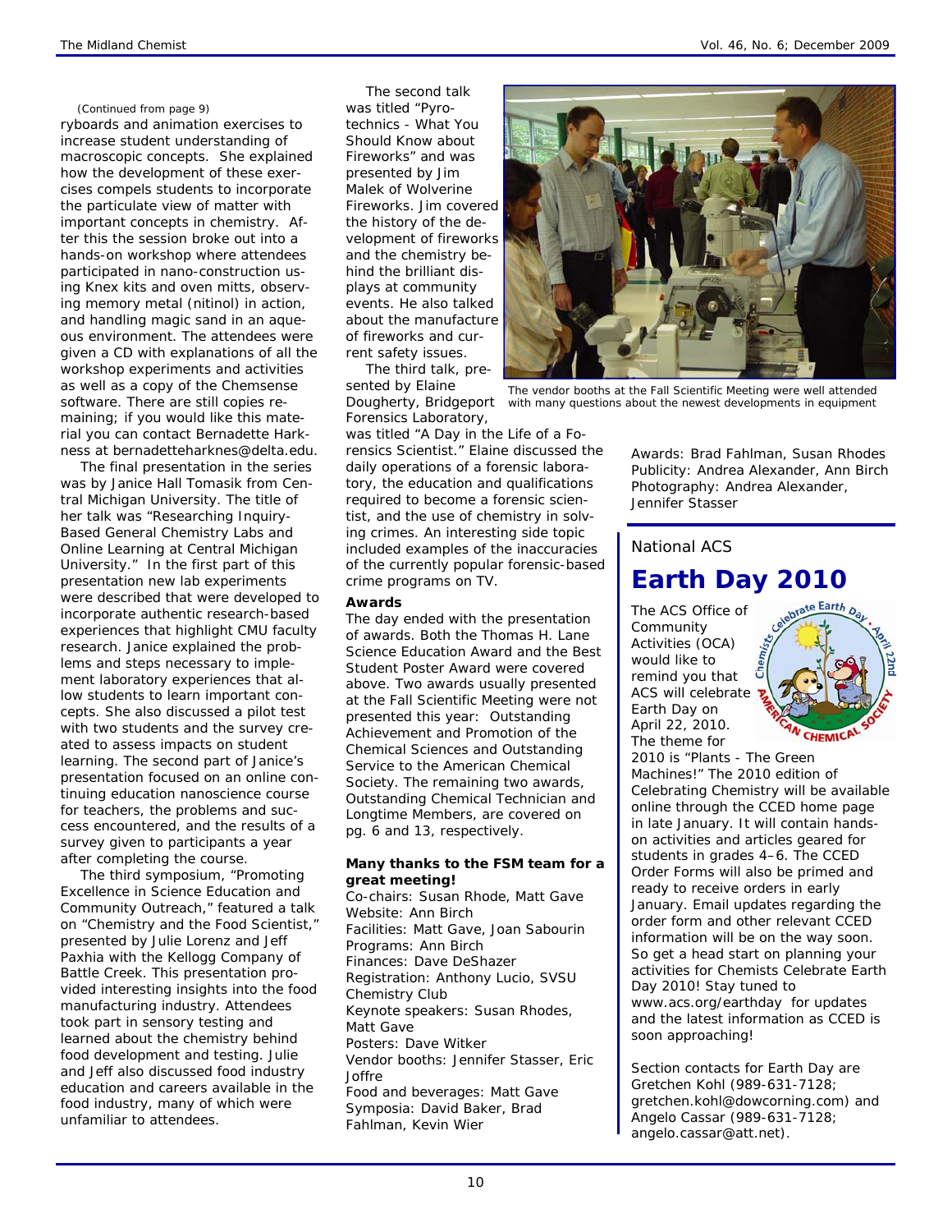(Continued from page 9)

ryboards and animation exercises to increase student understanding of macroscopic concepts. She explained how the development of these exercises compels students to incorporate the particulate view of matter with important concepts in chemistry. After this the session broke out into a hands-on workshop where attendees participated in nano-construction using Knex kits and oven mitts, observing memory metal (nitinol) in action, and handling magic sand in an aqueous environment. The attendees were given a CD with explanations of all the workshop experiments and activities as well as a copy of the Chemsense software. There are still copies remaining; if you would like this material you can contact Bernadette Harkness at bernadetteharkness@delta.edu.

The final presentation in the series was by Janice Hall Tomasik from Central Michigan University. The title of her talk was "Researching Inquiry-Based General Chemistry Labs and Online Learning at Central Michigan University." In the first part of this presentation new lab experiments were described that were developed to incorporate authentic research-based experiences that highlight CMU faculty research. Janice explained the problems and steps necessary to implement laboratory experiences that allow students to learn important concepts. She also discussed a pilot test with two students and the survey created to assess impacts on student learning. The second part of Janice's presentation focused on an online continuing education nanoscience course for teachers, the problems and success encountered, and the results of a survey given to participants a year after completing the course.

The third symposium, "Promoting Excellence in Science Education and Community Outreach," featured a talk on "Chemistry and the Food Scientist," presented by Julie Lorenz and Jeff Paxhia with the Kellogg Company of Battle Creek. This presentation provided interesting insights into the food manufacturing industry. Attendees took part in sensory testing and learned about the chemistry behind food development and testing. Julie and Jeff also discussed food industry education and careers available in the food industry, many of which were unfamiliar to attendees.

The second talk was titled "Pyrotechnics - What You Should Know about Fireworks" and was presented by Jim Malek of Wolverine Fireworks. Jim covered the history of the development of fireworks and the chemistry behind the brilliant displays at community events. He also talked about the manufacture of fireworks and current safety issues.

The third talk, presented by Elaine Dougherty, Bridgeport Forensics Laboratory, was titled "A Day in the Life of a Forensics Scientist." Elaine discussed the daily operations of a forensic laboratory, the education and qualifications required to become a forensic scientist, and the use of chemistry in solving crimes. An interesting side topic included examples of the inaccuracies of the currently popular forensic-based crime programs on TV.

The vendor booths at the Fall Scientific Meeting were well attended with many questions about the newest developments in equipment

**Awards**

The day ended with the presentation of awards. Both the Thomas H. Lane Science Education Award and the Best Student Poster Award were covered above. Two awards usually presented at the Fall Scientific Meeting were not presented this year: Outstanding Achievement and Promotion of the Chemical Sciences and Outstanding Service to the American Chemical Society. The remaining two awards, Outstanding Chemical Technician and Longtime Members, are covered on pg. 6 and 13, respectively.

**Many thanks to the FSM team for a great meeting!**

Co-chairs: Susan Rhode, Matt Gave
Website: Ann Birch
Facilities: Matt Gave, Joan Sabourin
Programs: Ann Birch
Finances: Dave DeShazer
Registration: Anthony Lucio, SVSU Chemistry Club
Keynote speakers: Susan Rhodes, Matt Gave
Posters: Dave Witker
Vendor booths: Jennifer Stasser, Eric Joffre
Food and beverages: Matt Gave
Symposia: David Baker, Brad Fahlman, Kevin Wier
Awards: Brad Fahlman, Susan Rhodes
Publicity: Andrea Alexander, Ann Birch
Photography: Andrea Alexander, Jennifer Stasser

National ACS

## Earth Day 2010

The ACS Office of Community Activities (OCA) would like to remind you that ACS will celebrate Earth Day on April 22, 2010. The theme for 2010 is "Plants - The Green Machines!" The 2010 edition of Celebrating Chemistry will be available online through the CCED home page in late January. It will contain hands-on activities and articles geared for students in grades 4–6. The CCED Order Forms will also be primed and ready to receive orders in early January. Email updates regarding the order form and other relevant CCED information will be on the way soon. So get a head start on planning your activities for Chemists Celebrate Earth Day 2010! Stay tuned to www.acs.org/earthday for updates and the latest information as CCED is soon approaching!

Section contacts for Earth Day are Gretchen Kohl (989-631-7128; gretchen.kohl@dowcorning.com) and Angelo Cassar (989-631-7128; angelo.cassar@att.net).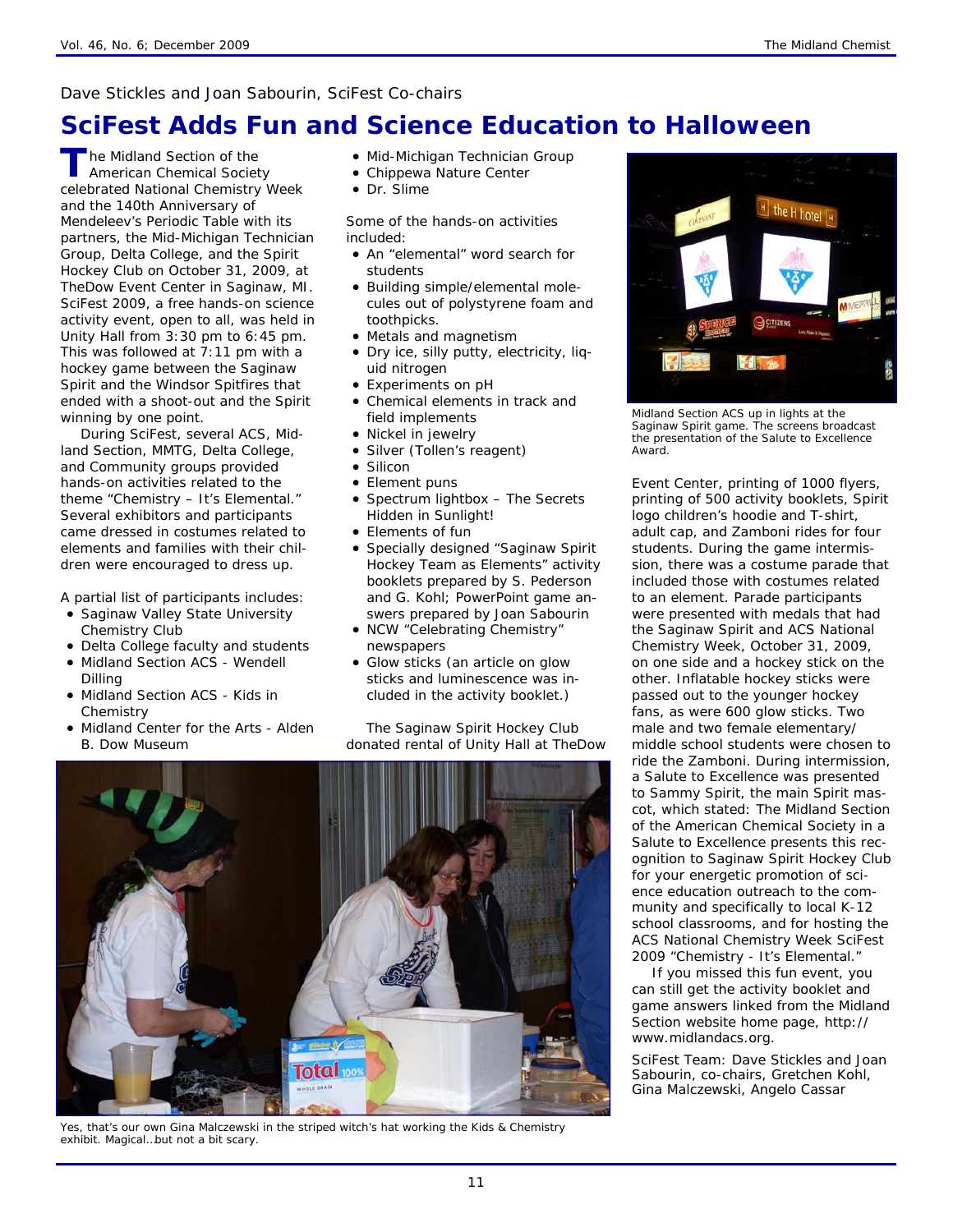Dave Stickles and Joan Sabourin, SciFest Co-chairs

# SciFest Adds Fun and Science Education to Halloween

The Midland Section of the American Chemical Society celebrated National Chemistry Week and the 140th Anniversary of Mendeleev's Periodic Table with its partners, the Mid-Michigan Technician Group, Delta College, and the Spirit Hockey Club on October 31, 2009, at TheDow Event Center in Saginaw, MI. SciFest 2009, a free hands-on science activity event, open to all, was held in Unity Hall from 3:30 pm to 6:45 pm. This was followed at 7:11 pm with a hockey game between the Saginaw Spirit and the Windsor Spitfires that ended with a shoot-out and the Spirit winning by one point.

During SciFest, several ACS, Midland Section, MMTG, Delta College, and Community groups provided hands-on activities related to the theme "Chemistry – It's Elemental." Several exhibitors and participants came dressed in costumes related to elements and families with their children were encouraged to dress up.

A partial list of participants includes:

- Saginaw Valley State University Chemistry Club
- Delta College faculty and students
- Midland Section ACS - Wendell Dilling
- Midland Section ACS - Kids in Chemistry
- Midland Center for the Arts - Alden B. Dow Museum
- Mid-Michigan Technician Group
- Chippewa Nature Center
- Dr. Slime

Some of the hands-on activities included:

- An "elemental" word search for students
- Building simple/elemental molecules out of polystyrene foam and toothpicks.
- Metals and magnetism
- Dry ice, silly putty, electricity, liquid nitrogen
- Experiments on pH
- Chemical elements in track and field implements
- Nickel in jewelry
- Silver (Tollen's reagent)
- Silicon
- Element puns
- Spectrum lightbox – The Secrets Hidden in Sunlight!
- Elements of fun
- Specially designed "Saginaw Spirit Hockey Team as Elements" activity booklets prepared by S. Pederson and G. Kohl; PowerPoint game answers prepared by Joan Sabourin
- NCW "Celebrating Chemistry" newspapers
- Glow sticks (an article on glow sticks and luminescence was included in the activity booklet.)

The Saginaw Spirit Hockey Club donated rental of Unity Hall at TheDow Event Center, printing of 1000 flyers, printing of 500 activity booklets, Spirit logo children's hoodie and T-shirt, adult cap, and Zamboni rides for four students. During the game intermission, there was a costume parade that included those with costumes related to an element. Parade participants were presented with medals that had the Saginaw Spirit and ACS National Chemistry Week, October 31, 2009, on one side and a hockey stick on the other. Inflatable hockey sticks were passed out to the younger hockey fans, as were 600 glow sticks. Two male and two female elementary/middle school students were chosen to ride the Zamboni. During intermission, a Salute to Excellence was presented to Sammy Spirit, the main Spirit mascot, which stated: The Midland Section of the American Chemical Society in a Salute to Excellence presents this recognition to Saginaw Spirit Hockey Club for your energetic promotion of science education outreach to the community and specifically to local K-12 school classrooms, and for hosting the ACS National Chemistry Week SciFest 2009 "Chemistry - It's Elemental."

If you missed this fun event, you can still get the activity booklet and game answers linked from the Midland Section website home page, http://www.midlandacs.org.

SciFest Team: Dave Stickles and Joan Sabourin, co-chairs, Gretchen Kohl, Gina Malczewski, Angelo Cassar

Midland Section ACS up in lights at the Saginaw Spirit game. The screens broadcast the presentation of the Salute to Excellence Award.

Yes, that's our own Gina Malczewski in the striped witch's hat working the Kids & Chemistry exhibit. Magical…but not a bit scary.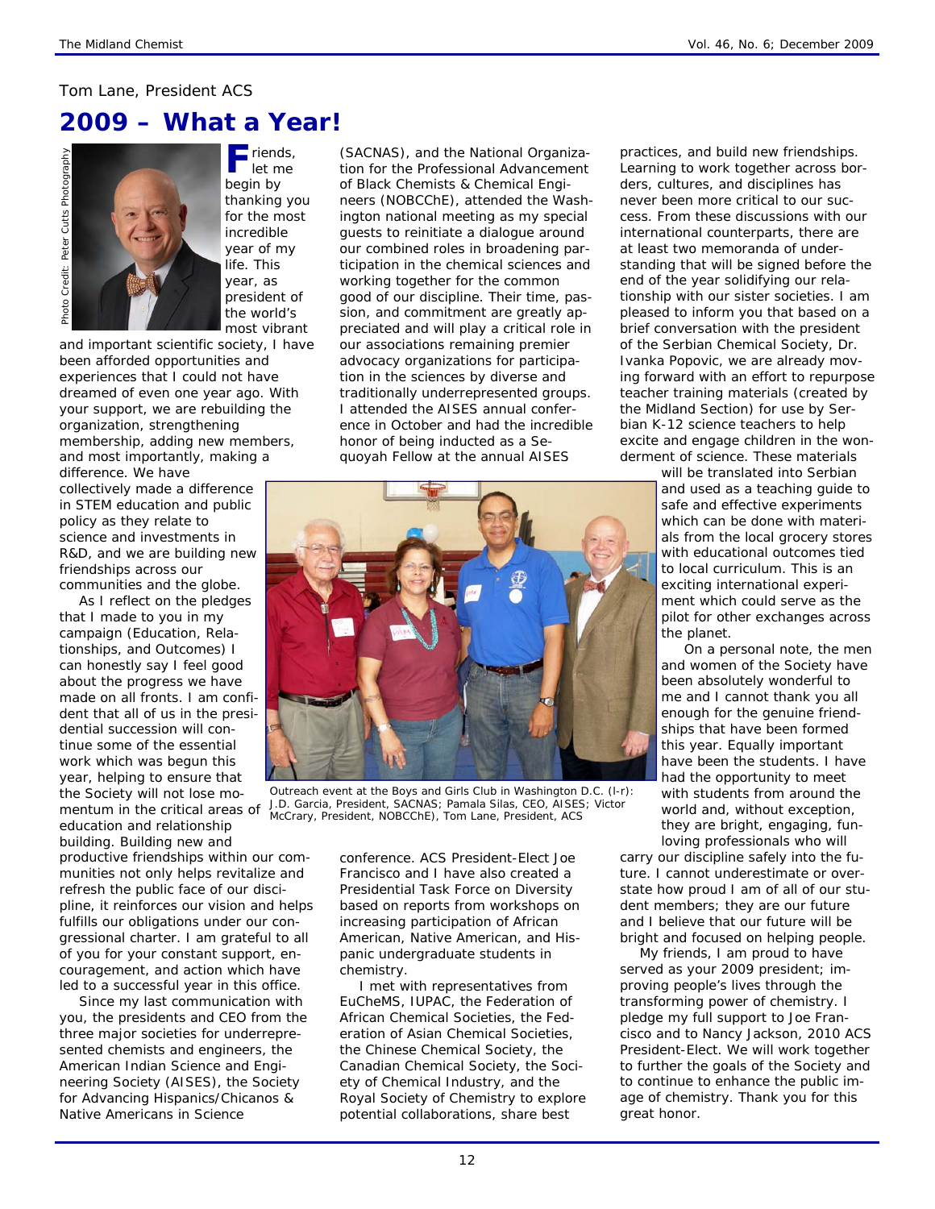Tom Lane, President ACS

# 2009 – What a Year!

Photo Credit: Peter Cutts Photography

Friends, let me begin by thanking you for the most incredible year of my life. This year, as president of the world's most vibrant and important scientific society, I have been afforded opportunities and experiences that I could not have dreamed of even one year ago. With your support, we are rebuilding the organization, strengthening membership, adding new members, and most importantly, making a difference. We have collectively made a difference in STEM education and public policy as they relate to science and investments in R&D, and we are building new friendships across our communities and the globe.

As I reflect on the pledges that I made to you in my campaign (Education, Relationships, and Outcomes) I can honestly say I feel good about the progress we have made on all fronts. I am confident that all of us in the presidential succession will continue some of the essential work which was begun this year, helping to ensure that the Society will not lose momentum in the critical areas of education and relationship building. Building new and productive friendships within our communities not only helps revitalize and refresh the public face of our discipline, it reinforces our vision and helps fulfills our obligations under our congressional charter. I am grateful to all of you for your constant support, encouragement, and action which have led to a successful year in this office.

Since my last communication with you, the presidents and CEO from the three major societies for underrepresented chemists and engineers, the American Indian Science and Engineering Society (AISES), the Society for Advancing Hispanics/Chicanos & Native Americans in Science (SACNAS), and the National Organization for the Professional Advancement of Black Chemists & Chemical Engineers (NOBCChE), attended the Washington national meeting as my special guests to reinitiate a dialogue around our combined roles in broadening participation in the chemical sciences and working together for the common good of our discipline. Their time, passion, and commitment are greatly appreciated and will play a critical role in our associations remaining premier advocacy organizations for participation in the sciences by diverse and traditionally underrepresented groups. I attended the AISES annual conference in October and had the incredible honor of being inducted as a Sequoyah Fellow at the annual AISES conference. ACS President-Elect Joe Francisco and I have also created a Presidential Task Force on Diversity based on reports from workshops on increasing participation of African American, Native American, and Hispanic undergraduate students in chemistry.

Outreach event at the Boys and Girls Club in Washington D.C. (l-r): J.D. Garcia, President, SACNAS; Pamala Silas, CEO, AISES; Victor McCrary, President, NOBCChE), Tom Lane, President, ACS

I met with representatives from EuCheMS, IUPAC, the Federation of African Chemical Societies, the Federation of Asian Chemical Societies, the Chinese Chemical Society, the Canadian Chemical Society, the Society of Chemical Industry, and the Royal Society of Chemistry to explore potential collaborations, share best practices, and build new friendships. Learning to work together across borders, cultures, and disciplines has never been more critical to our success. From these discussions with our international counterparts, there are at least two memoranda of understanding that will be signed before the end of the year solidifying our relationship with our sister societies. I am pleased to inform you that based on a brief conversation with the president of the Serbian Chemical Society, Dr. Ivanka Popovic, we are already moving forward with an effort to repurpose teacher training materials (created by the Midland Section) for use by Serbian K-12 science teachers to help excite and engage children in the wonderment of science. These materials will be translated into Serbian and used as a teaching guide to safe and effective experiments which can be done with materials from the local grocery stores with educational outcomes tied to local curriculum. This is an exciting international experiment which could serve as the pilot for other exchanges across the planet.

On a personal note, the men and women of the Society have been absolutely wonderful to me and I cannot thank you all enough for the genuine friendships that have been formed this year. Equally important have been the students. I have had the opportunity to meet with students from around the world and, without exception, they are bright, engaging, fun-loving professionals who will carry our discipline safely into the future. I cannot underestimate or overstate how proud I am of all of our student members; they are our future and I believe that our future will be bright and focused on helping people.

My friends, I am proud to have served as your 2009 president; improving people's lives through the transforming power of chemistry. I pledge my full support to Joe Francisco and to Nancy Jackson, 2010 ACS President-Elect. We will work together to further the goals of the Society and to continue to enhance the public image of chemistry. Thank you for this great honor.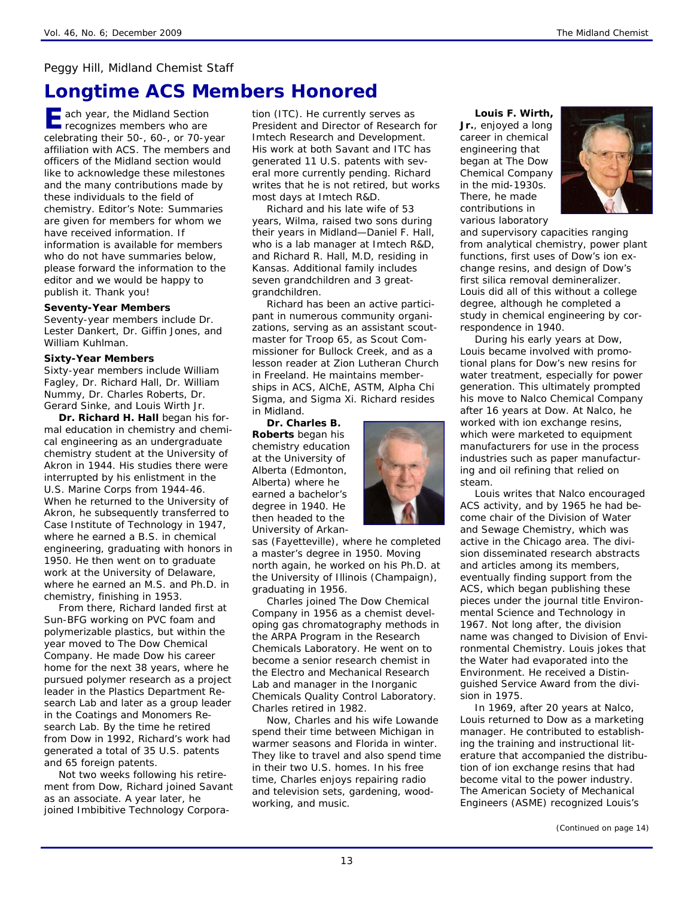Peggy Hill, Midland Chemist Staff

# Longtime ACS Members Honored

Each year, the Midland Section recognizes members who are celebrating their 50-, 60-, or 70-year affiliation with ACS. The members and officers of the Midland section would like to acknowledge these milestones and the many contributions made by these individuals to the field of chemistry. Editor's Note: Summaries are given for members for whom we have received information. If information is available for members who do not have summaries below, please forward the information to the editor and we would be happy to publish it. Thank you!

**Seventy-Year Members**

Seventy-year members include Dr. Lester Dankert, Dr. Giffin Jones, and William Kuhlman.

**Sixty-Year Members**

Sixty-year members include William Fagley, Dr. Richard Hall, Dr. William Nummy, Dr. Charles Roberts, Dr. Gerard Sinke, and Louis Wirth Jr.

**Dr. Richard H. Hall** began his formal education in chemistry and chemical engineering as an undergraduate chemistry student at the University of Akron in 1944. His studies there were interrupted by his enlistment in the U.S. Marine Corps from 1944-46. When he returned to the University of Akron, he subsequently transferred to Case Institute of Technology in 1947, where he earned a B.S. in chemical engineering, graduating with honors in 1950. He then went on to graduate work at the University of Delaware, where he earned an M.S. and Ph.D. in chemistry, finishing in 1953.

From there, Richard landed first at Sun-BFG working on PVC foam and polymerizable plastics, but within the year moved to The Dow Chemical Company. He made Dow his career home for the next 38 years, where he pursued polymer research as a project leader in the Plastics Department Research Lab and later as a group leader in the Coatings and Monomers Research Lab. By the time he retired from Dow in 1992, Richard's work had generated a total of 35 U.S. patents and 65 foreign patents.

Not two weeks following his retirement from Dow, Richard joined Savant as an associate. A year later, he joined Imbibitive Technology Corporation (ITC). He currently serves as President and Director of Research for Imtech Research and Development. His work at both Savant and ITC has generated 11 U.S. patents with several more currently pending. Richard writes that he is not retired, but works most days at Imtech R&D.

Richard and his late wife of 53 years, Wilma, raised two sons during their years in Midland—Daniel F. Hall, who is a lab manager at Imtech R&D, and Richard R. Hall, M.D, residing in Kansas. Additional family includes seven grandchildren and 3 great-grandchildren.

Richard has been an active participant in numerous community organizations, serving as an assistant scoutmaster for Troop 65, as Scout Commissioner for Bullock Creek, and as a lesson reader at Zion Lutheran Church in Freeland. He maintains memberships in ACS, AIChE, ASTM, Alpha Chi Sigma, and Sigma Xi. Richard resides in Midland.

**Dr. Charles B. Roberts** began his chemistry education at the University of Alberta (Edmonton, Alberta) where he earned a bachelor's degree in 1940. He then headed to the University of Arkansas (Fayetteville), where he completed a master's degree in 1950. Moving north again, he worked on his Ph.D. at the University of Illinois (Champaign), graduating in 1956.

Charles joined The Dow Chemical Company in 1956 as a chemist developing gas chromatography methods in the ARPA Program in the Research Chemicals Laboratory. He went on to become a senior research chemist in the Electro and Mechanical Research Lab and manager in the Inorganic Chemicals Quality Control Laboratory. Charles retired in 1982.

Now, Charles and his wife Lowande spend their time between Michigan in warmer seasons and Florida in winter. They like to travel and also spend time in their two U.S. homes. In his free time, Charles enjoys repairing radio and television sets, gardening, woodworking, and music.

**Louis F. Wirth, Jr.**, enjoyed a long career in chemical engineering that began at The Dow Chemical Company in the mid-1930s. There, he made contributions in various laboratory and supervisory capacities ranging from analytical chemistry, power plant functions, first uses of Dow's ion exchange resins, and design of Dow's first silica removal demineralizer. Louis did all of this without a college degree, although he completed a study in chemical engineering by correspondence in 1940.

During his early years at Dow, Louis became involved with promotional plans for Dow's new resins for water treatment, especially for power generation. This ultimately prompted his move to Nalco Chemical Company after 16 years at Dow. At Nalco, he worked with ion exchange resins, which were marketed to equipment manufacturers for use in the process industries such as paper manufacturing and oil refining that relied on steam.

Louis writes that Nalco encouraged ACS activity, and by 1965 he had become chair of the Division of Water and Sewage Chemistry, which was active in the Chicago area. The division disseminated research abstracts and articles among its members, eventually finding support from the ACS, which began publishing these pieces under the journal title Environmental Science and Technology in 1967. Not long after, the division name was changed to Division of Environmental Chemistry. Louis jokes that the Water had evaporated into the Environment. He received a Distinguished Service Award from the division in 1975.

In 1969, after 20 years at Nalco, Louis returned to Dow as a marketing manager. He contributed to establishing the training and instructional literature that accompanied the distribution of ion exchange resins that had become vital to the power industry. The American Society of Mechanical Engineers (ASME) recognized Louis's

(Continued on page 14)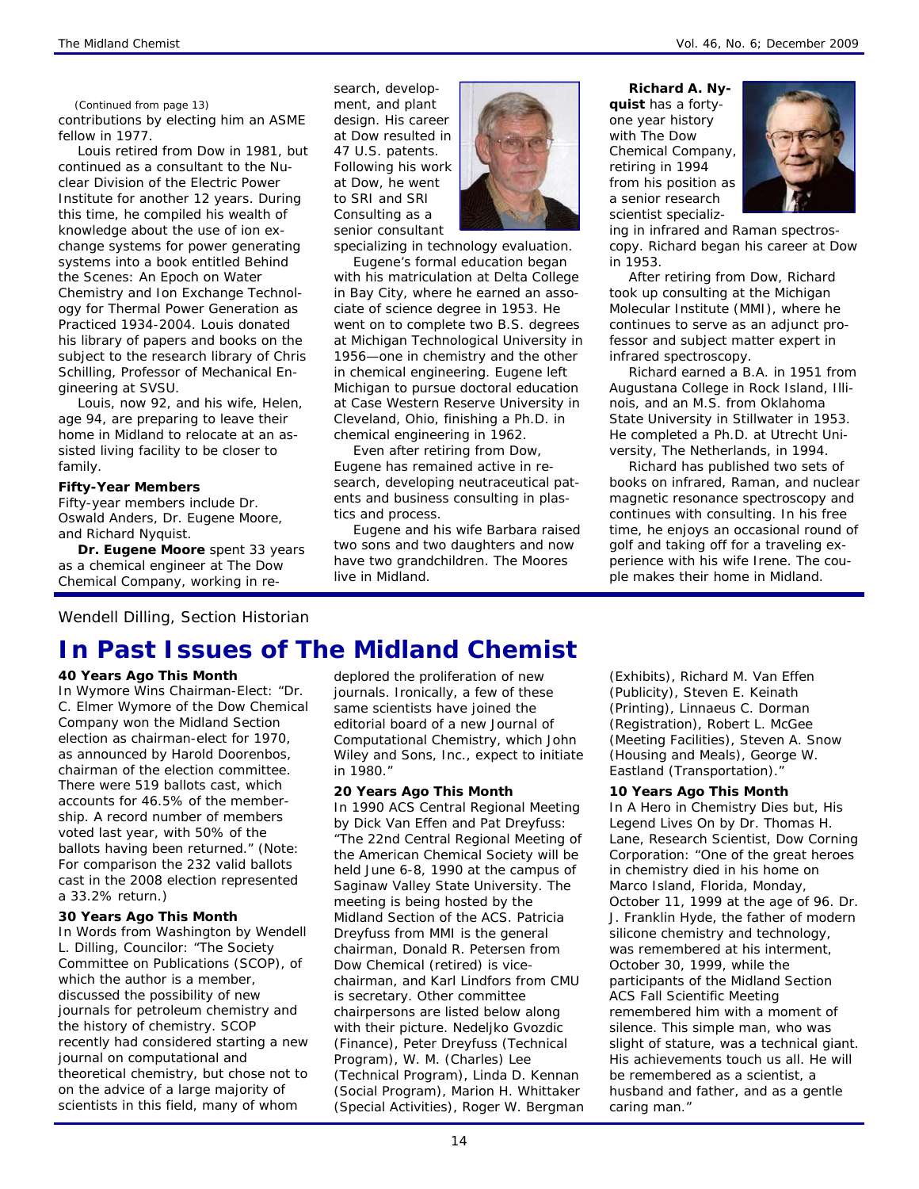(Continued from page 13)

contributions by electing him an ASME fellow in 1977.

Louis retired from Dow in 1981, but continued as a consultant to the Nuclear Division of the Electric Power Institute for another 12 years. During this time, he compiled his wealth of knowledge about the use of ion exchange systems for power generating systems into a book entitled Behind the Scenes: An Epoch on Water Chemistry and Ion Exchange Technology for Thermal Power Generation as Practiced 1934-2004. Louis donated his library of papers and books on the subject to the research library of Chris Schilling, Professor of Mechanical Engineering at SVSU.

Louis, now 92, and his wife, Helen, age 94, are preparing to leave their home in Midland to relocate at an assisted living facility to be closer to family.

**Fifty-Year Members**

Fifty-year members include Dr. Oswald Anders, Dr. Eugene Moore, and Richard Nyquist.

**Dr. Eugene Moore** spent 33 years as a chemical engineer at The Dow Chemical Company, working in research, development, and plant design. His career at Dow resulted in 47 U.S. patents. Following his work at Dow, he went to SRI and SRI Consulting as a senior consultant specializing in technology evaluation.

Eugene's formal education began with his matriculation at Delta College in Bay City, where he earned an associate of science degree in 1953. He went on to complete two B.S. degrees at Michigan Technological University in 1956—one in chemistry and the other in chemical engineering. Eugene left Michigan to pursue doctoral education at Case Western Reserve University in Cleveland, Ohio, finishing a Ph.D. in chemical engineering in 1962.

Even after retiring from Dow, Eugene has remained active in research, developing neutraceutical patents and business consulting in plastics and process.

Eugene and his wife Barbara raised two sons and two daughters and now have two grandchildren. The Moores live in Midland.

**Richard A. Nyquist** has a forty-one year history with The Dow Chemical Company, retiring in 1994 from his position as a senior research scientist specializing in infrared and Raman spectroscopy. Richard began his career at Dow in 1953.

After retiring from Dow, Richard took up consulting at the Michigan Molecular Institute (MMI), where he continues to serve as an adjunct professor and subject matter expert in infrared spectroscopy.

Richard earned a B.A. in 1951 from Augustana College in Rock Island, Illinois, and an M.S. from Oklahoma State University in Stillwater in 1953. He completed a Ph.D. at Utrecht University, The Netherlands, in 1994.

Richard has published two sets of books on infrared, Raman, and nuclear magnetic resonance spectroscopy and continues with consulting. In his free time, he enjoys an occasional round of golf and taking off for a traveling experience with his wife Irene. The couple makes their home in Midland.

Wendell Dilling, Section Historian

# In Past Issues of The Midland Chemist

**40 Years Ago This Month**

In Wymore Wins Chairman-Elect: "Dr. C. Elmer Wymore of the Dow Chemical Company won the Midland Section election as chairman-elect for 1970, as announced by Harold Doorenbos, chairman of the election committee. There were 519 ballots cast, which accounts for 46.5% of the membership. A record number of members voted last year, with 50% of the ballots having been returned." (Note: For comparison the 232 valid ballots cast in the 2008 election represented a 33.2% return.)

**30 Years Ago This Month**

In Words from Washington by Wendell L. Dilling, Councilor: "The Society Committee on Publications (SCOP), of which the author is a member, discussed the possibility of new journals for petroleum chemistry and the history of chemistry. SCOP recently had considered starting a new journal on computational and theoretical chemistry, but chose not to on the advice of a large majority of scientists in this field, many of whom deplored the proliferation of new journals. Ironically, a few of these same scientists have joined the editorial board of a new Journal of Computational Chemistry, which John Wiley and Sons, Inc., expect to initiate in 1980."

**20 Years Ago This Month**

In 1990 ACS Central Regional Meeting by Dick Van Effen and Pat Dreyfuss: "The 22nd Central Regional Meeting of the American Chemical Society will be held June 6-8, 1990 at the campus of Saginaw Valley State University. The meeting is being hosted by the Midland Section of the ACS. Patricia Dreyfuss from MMI is the general chairman, Donald R. Petersen from Dow Chemical (retired) is vice-chairman, and Karl Lindfors from CMU is secretary. Other committee chairpersons are listed below along with their picture. Nedeljko Gvozdic (Finance), Peter Dreyfuss (Technical Program), W. M. (Charles) Lee (Technical Program), Linda D. Kennan (Social Program), Marion H. Whittaker (Special Activities), Roger W. Bergman (Exhibits), Richard M. Van Effen (Publicity), Steven E. Keinath (Printing), Linnaeus C. Dorman (Registration), Robert L. McGee (Meeting Facilities), Steven A. Snow (Housing and Meals), George W. Eastland (Transportation)."

**10 Years Ago This Month**

In A Hero in Chemistry Dies but, His Legend Lives On by Dr. Thomas H. Lane, Research Scientist, Dow Corning Corporation: "One of the great heroes in chemistry died in his home on Marco Island, Florida, Monday, October 11, 1999 at the age of 96. Dr. J. Franklin Hyde, the father of modern silicone chemistry and technology, was remembered at his interment, October 30, 1999, while the participants of the Midland Section ACS Fall Scientific Meeting remembered him with a moment of silence. This simple man, who was slight of stature, was a technical giant. His achievements touch us all. He will be remembered as a scientist, a husband and father, and as a gentle caring man."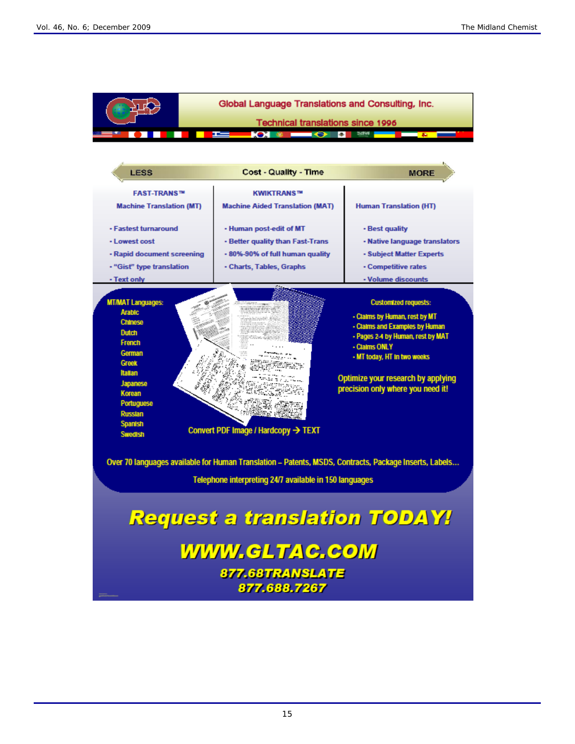# Global Language Translations and Consulting, Inc.

## Technical translations since 1996

| LESS | Cost - Quality - Time | MORE |
|---|---|---|
| FAST-TRANS™ | KWIKTRANS™ | |
| Machine Translation (MT) | Machine Aided Translation (MAT) | Human Translation (HT) |
| • Fastest turnaround | • Human post-edit of MT | • Best quality |
| • Lowest cost | • Better quality than Fast-Trans | • Native language translators |
| • Rapid document screening | • 80%-90% of full human quality | • Subject Matter Experts |
| • "Gist" type translation | • Charts, Tables, Graphs | • Competitive rates |
| • Text only | | • Volume discounts |

**MT/MAT Languages:**

- Arabic
- Chinese
- Dutch
- French
- German
- Greek
- Italian
- Japanese
- Korean
- Portuguese
- Russian
- Spanish
- Swedish

Convert PDF Image / Hardcopy → TEXT

**Customized requests:**

- Claims by Human, rest by MT
- Claims and Examples by Human
- Pages 2-4 by Human, rest by MAT
- Claims ONLY
- MT today, HT in two weeks

Optimize your research by applying precision only where you need it!

Over 70 languages available for Human Translation – Patents, MSDS, Contracts, Package Inserts, Labels...

Telephone interpreting 24/7 available in 150 languages

# *Request a translation TODAY!*

## *WWW.GLTAC.COM*

**877.68TRANSLATE**

**877.688.7267**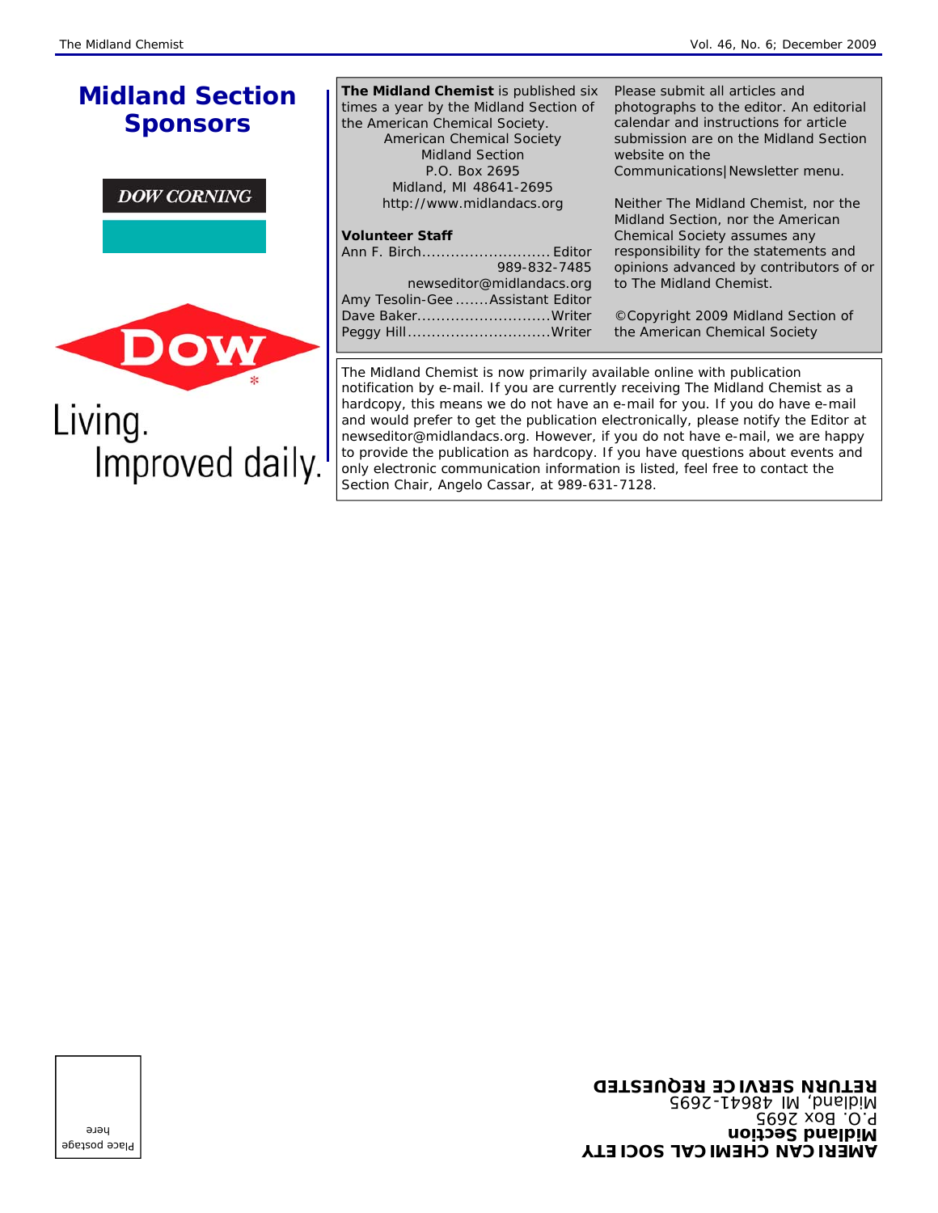# Midland Section Sponsors

DOW CORNING

DOW

Living. Improved daily.

**The Midland Chemist** is published six times a year by the Midland Section of the American Chemical Society.

American Chemical Society
Midland Section
P.O. Box 2695
Midland, MI 48641-2695
http://www.midlandacs.org

**Volunteer Staff**

Ann F. Birch.......................... Editor
989-832-7485
newseditor@midlandacs.org
Amy Tesolin-Gee ....... Assistant Editor
Dave Baker........................... Writer
Peggy Hill............................. Writer

Please submit all articles and photographs to the editor. An editorial calendar and instructions for article submission are on the Midland Section website on the Communications|Newsletter menu.

Neither The Midland Chemist, nor the Midland Section, nor the American Chemical Society assumes any responsibility for the statements and opinions advanced by contributors of or to The Midland Chemist.

©Copyright 2009 Midland Section of the American Chemical Society

The Midland Chemist is now primarily available online with publication notification by e-mail. If you are currently receiving The Midland Chemist as a hardcopy, this means we do not have an e-mail for you. If you do have e-mail and would prefer to get the publication electronically, please notify the Editor at newseditor@midlandacs.org. However, if you do not have e-mail, we are happy to provide the publication as hardcopy. If you have questions about events and only electronic communication information is listed, feel free to contact the Section Chair, Angelo Cassar, at 989-631-7128.

Place postage here

**AMERICAN CHEMICAL SOCIETY**
**Midland Section**
P.O. Box 2695
Midland, MI 48641-2695
**RETURN SERVICE REQUESTED**